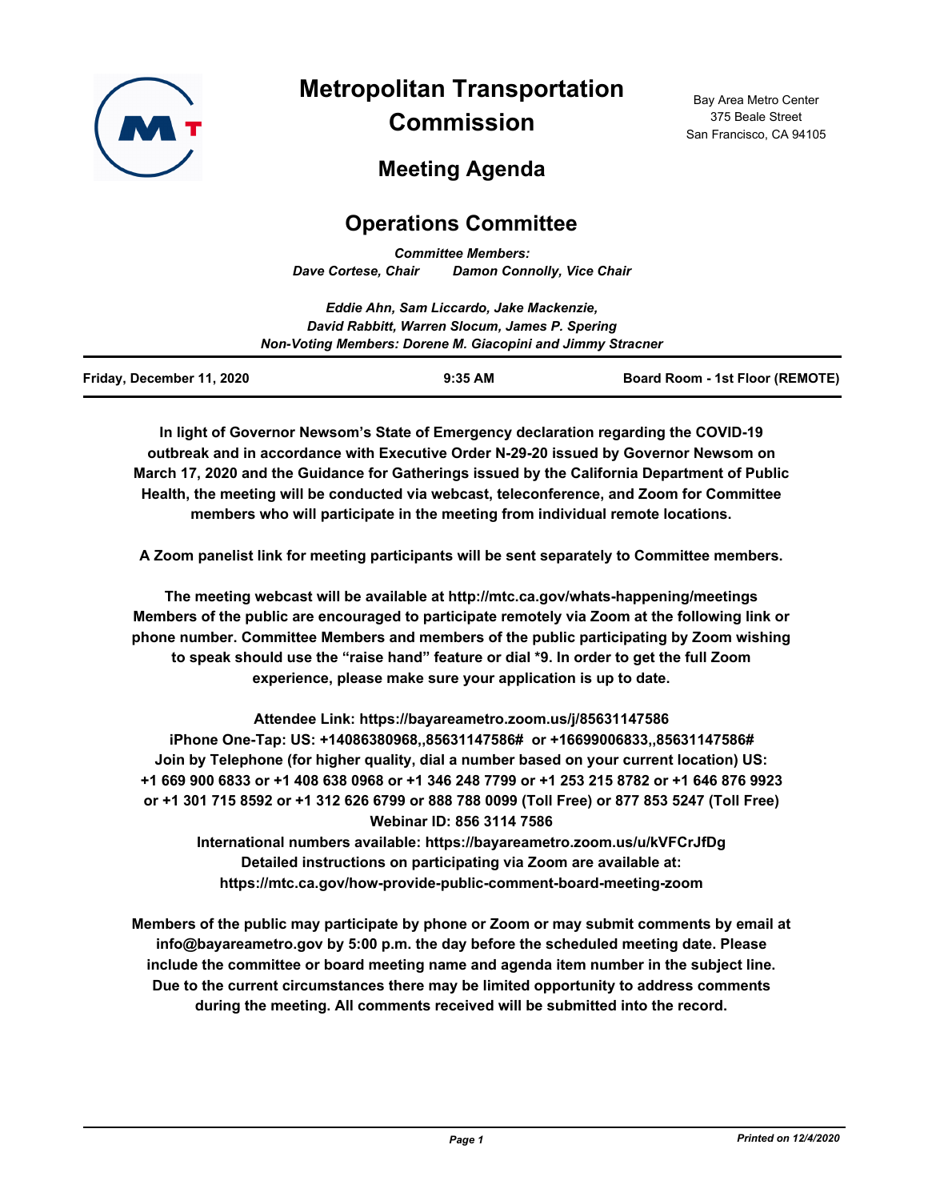# Metropolitan Transportation Commission

Bay Area Metro Center
375 Beale Street
San Francisco, CA 94105

## Meeting Agenda

## Operations Committee

*Committee Members:*
*Dave Cortese, Chair Damon Connolly, Vice Chair*

*Eddie Ahn, Sam Liccardo, Jake Mackenzie,*
*David Rabbitt, Warren Slocum, James P. Spering*
*Non-Voting Members: Dorene M. Giacopini and Jimmy Stracner*

| Friday, December 11, 2020 | 9:35 AM | Board Room - 1st Floor (REMOTE) |
|---|---|---|

**In light of Governor Newsom's State of Emergency declaration regarding the COVID-19 outbreak and in accordance with Executive Order N-29-20 issued by Governor Newsom on March 17, 2020 and the Guidance for Gatherings issued by the California Department of Public Health, the meeting will be conducted via webcast, teleconference, and Zoom for Committee members who will participate in the meeting from individual remote locations.**

**A Zoom panelist link for meeting participants will be sent separately to Committee members.**

**The meeting webcast will be available at http://mtc.ca.gov/whats-happening/meetings Members of the public are encouraged to participate remotely via Zoom at the following link or phone number. Committee Members and members of the public participating by Zoom wishing to speak should use the "raise hand" feature or dial *9. In order to get the full Zoom experience, please make sure your application is up to date.**

**Attendee Link: https://bayareametro.zoom.us/j/85631147586**
**iPhone One-Tap: US: +14086380968,,85631147586# or +16699006833,,85631147586#**
**Join by Telephone (for higher quality, dial a number based on your current location) US: +1 669 900 6833 or +1 408 638 0968 or +1 346 248 7799 or +1 253 215 8782 or +1 646 876 9923 or +1 301 715 8592 or +1 312 626 6799 or 888 788 0099 (Toll Free) or 877 853 5247 (Toll Free)**
**Webinar ID: 856 3114 7586**
**International numbers available: https://bayareametro.zoom.us/u/kVFCrJfDg**
**Detailed instructions on participating via Zoom are available at: https://mtc.ca.gov/how-provide-public-comment-board-meeting-zoom**

**Members of the public may participate by phone or Zoom or may submit comments by email at info@bayareametro.gov by 5:00 p.m. the day before the scheduled meeting date. Please include the committee or board meeting name and agenda item number in the subject line. Due to the current circumstances there may be limited opportunity to address comments during the meeting. All comments received will be submitted into the record.**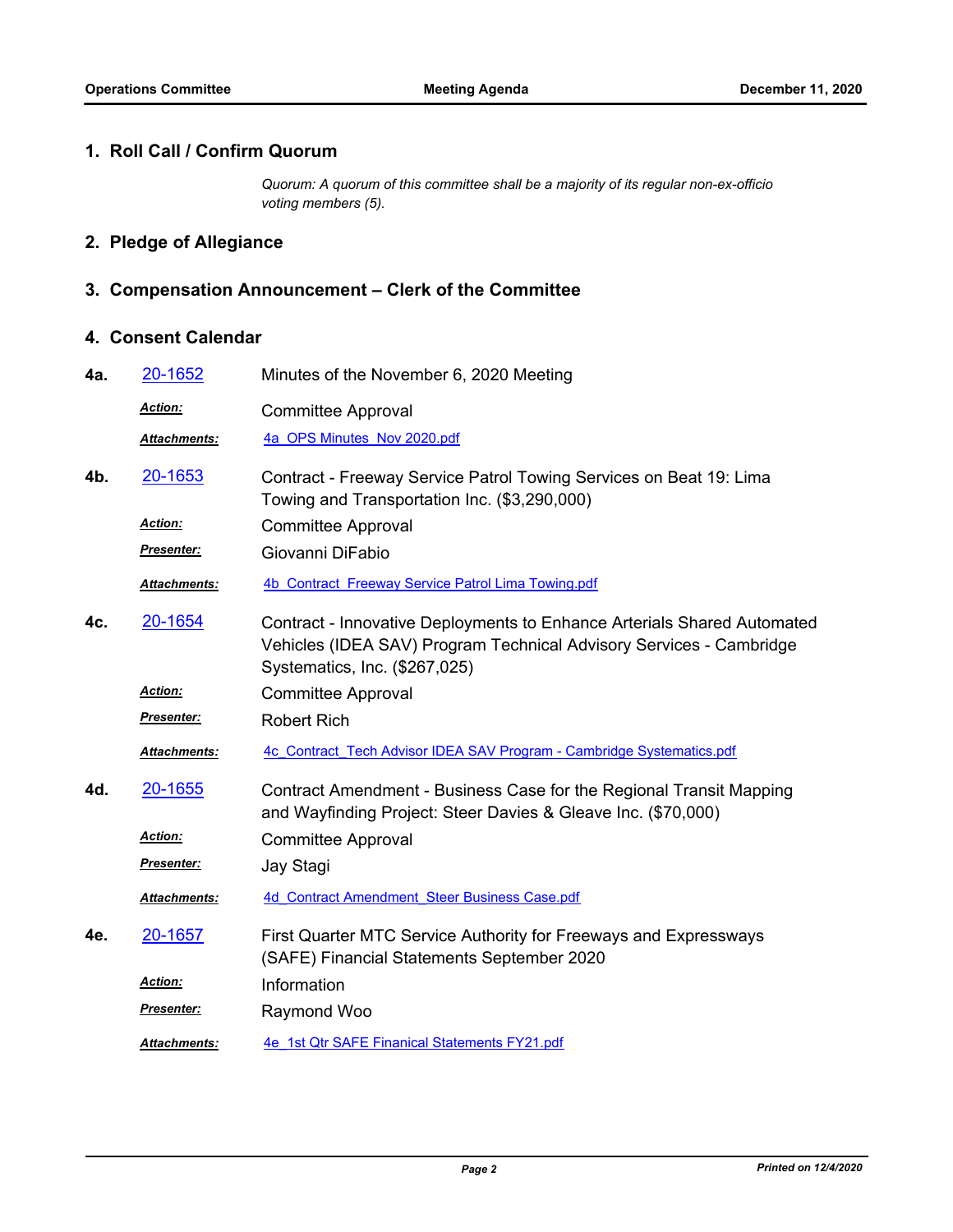## 1. Roll Call / Confirm Quorum

*Quorum: A quorum of this committee shall be a majority of its regular non-ex-officio voting members (5).*

## 2. Pledge of Allegiance

## 3. Compensation Announcement – Clerk of the Committee

## 4. Consent Calendar

**4a.** 20-1652 Minutes of the November 6, 2020 Meeting

***Action:*** Committee Approval

***Attachments:*** 4a_OPS Minutes_Nov 2020.pdf

**4b.** 20-1653 Contract - Freeway Service Patrol Towing Services on Beat 19: Lima Towing and Transportation Inc. ($3,290,000)

***Action:*** Committee Approval

***Presenter:*** Giovanni DiFabio

***Attachments:*** 4b_Contract_Freeway Service Patrol Lima Towing.pdf

**4c.** 20-1654 Contract - Innovative Deployments to Enhance Arterials Shared Automated Vehicles (IDEA SAV) Program Technical Advisory Services - Cambridge Systematics, Inc. ($267,025)

***Action:*** Committee Approval

***Presenter:*** Robert Rich

***Attachments:*** 4c_Contract_Tech Advisor IDEA SAV Program - Cambridge Systematics.pdf

**4d.** 20-1655 Contract Amendment - Business Case for the Regional Transit Mapping and Wayfinding Project: Steer Davies & Gleave Inc. ($70,000)

***Action:*** Committee Approval

***Presenter:*** Jay Stagi

***Attachments:*** 4d_Contract Amendment_Steer Business Case.pdf

**4e.** 20-1657 First Quarter MTC Service Authority for Freeways and Expressways (SAFE) Financial Statements September 2020

***Action:*** Information

***Presenter:*** Raymond Woo

***Attachments:*** 4e_1st Qtr SAFE Finanical Statements FY21.pdf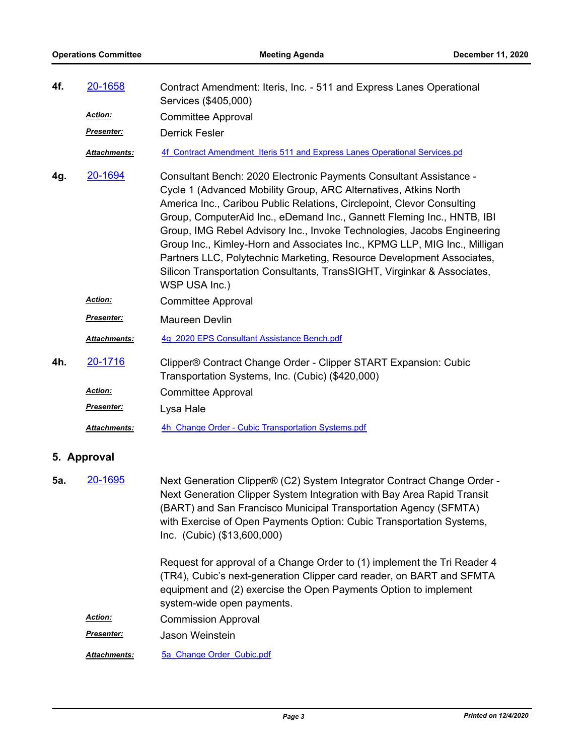**4f.** 20-1658

Contract Amendment: Iteris, Inc. - 511 and Express Lanes Operational Services ($405,000)

***Action:*** Committee Approval

***Presenter:*** Derrick Fesler

***Attachments:*** 4f_Contract Amendment_Iteris 511 and Express Lanes Operational Services.pd

**4g.** 20-1694

Consultant Bench: 2020 Electronic Payments Consultant Assistance - Cycle 1 (Advanced Mobility Group, ARC Alternatives, Atkins North America Inc., Caribou Public Relations, Circlepoint, Clevor Consulting Group, ComputerAid Inc., eDemand Inc., Gannett Fleming Inc., HNTB, IBI Group, IMG Rebel Advisory Inc., Invoke Technologies, Jacobs Engineering Group Inc., Kimley-Horn and Associates Inc., KPMG LLP, MIG Inc., Milligan Partners LLC, Polytechnic Marketing, Resource Development Associates, Silicon Transportation Consultants, TransSIGHT, Virginkar & Associates, WSP USA Inc.)

***Action:*** Committee Approval

***Presenter:*** Maureen Devlin

***Attachments:*** 4g_2020 EPS Consultant Assistance Bench.pdf

**4h.** 20-1716

Clipper® Contract Change Order - Clipper START Expansion: Cubic Transportation Systems, Inc. (Cubic) ($420,000)

***Action:*** Committee Approval

***Presenter:*** Lysa Hale

***Attachments:*** 4h_Change Order - Cubic Transportation Systems.pdf

## 5. Approval

**5a.** 20-1695

Next Generation Clipper® (C2) System Integrator Contract Change Order - Next Generation Clipper System Integration with Bay Area Rapid Transit (BART) and San Francisco Municipal Transportation Agency (SFMTA) with Exercise of Open Payments Option: Cubic Transportation Systems, Inc. (Cubic) ($13,600,000)

Request for approval of a Change Order to (1) implement the Tri Reader 4 (TR4), Cubic's next-generation Clipper card reader, on BART and SFMTA equipment and (2) exercise the Open Payments Option to implement system-wide open payments.

***Action:*** Commission Approval

***Presenter:*** Jason Weinstein

***Attachments:*** 5a_Change Order_Cubic.pdf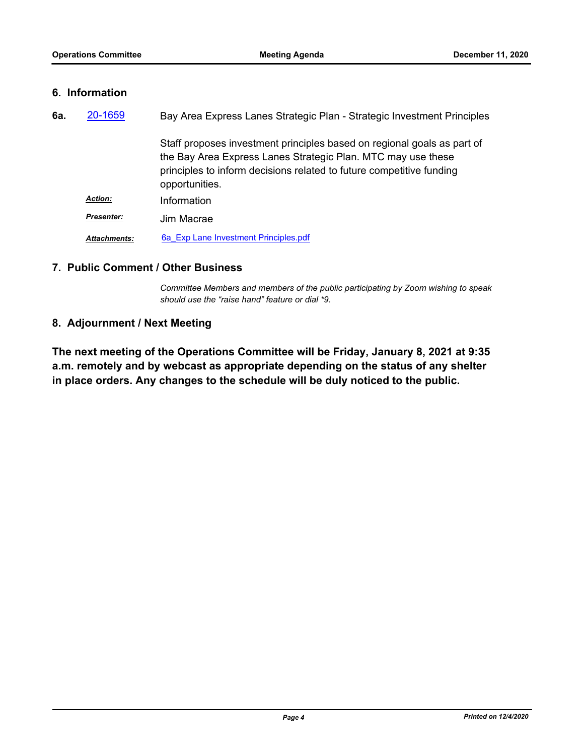## 6. Information

**6a.** 20-1659 Bay Area Express Lanes Strategic Plan - Strategic Investment Principles

Staff proposes investment principles based on regional goals as part of the Bay Area Express Lanes Strategic Plan. MTC may use these principles to inform decisions related to future competitive funding opportunities.

***Action:*** Information

***Presenter:*** Jim Macrae

***Attachments:*** 6a_Exp Lane Investment Principles.pdf

## 7. Public Comment / Other Business

*Committee Members and members of the public participating by Zoom wishing to speak should use the “raise hand” feature or dial *9.*

## 8. Adjournment / Next Meeting

**The next meeting of the Operations Committee will be Friday, January 8, 2021 at 9:35 a.m. remotely and by webcast as appropriate depending on the status of any shelter in place orders. Any changes to the schedule will be duly noticed to the public.**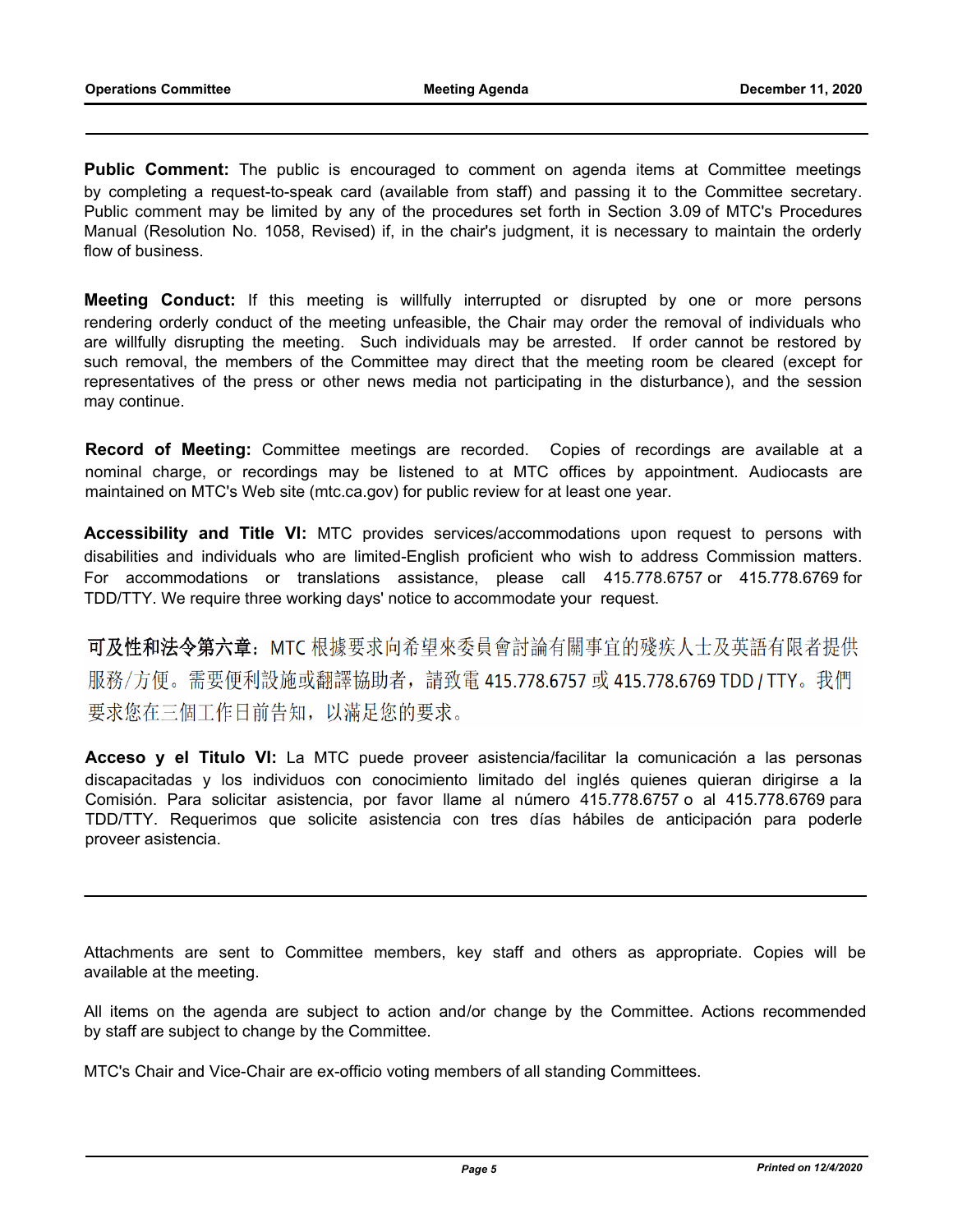**Public Comment:** The public is encouraged to comment on agenda items at Committee meetings by completing a request-to-speak card (available from staff) and passing it to the Committee secretary. Public comment may be limited by any of the procedures set forth in Section 3.09 of MTC's Procedures Manual (Resolution No. 1058, Revised) if, in the chair's judgment, it is necessary to maintain the orderly flow of business.

**Meeting Conduct:** If this meeting is willfully interrupted or disrupted by one or more persons rendering orderly conduct of the meeting unfeasible, the Chair may order the removal of individuals who are willfully disrupting the meeting. Such individuals may be arrested. If order cannot be restored by such removal, the members of the Committee may direct that the meeting room be cleared (except for representatives of the press or other news media not participating in the disturbance), and the session may continue.

**Record of Meeting:** Committee meetings are recorded. Copies of recordings are available at a nominal charge, or recordings may be listened to at MTC offices by appointment. Audiocasts are maintained on MTC's Web site (mtc.ca.gov) for public review for at least one year.

**Accessibility and Title VI:** MTC provides services/accommodations upon request to persons with disabilities and individuals who are limited-English proficient who wish to address Commission matters. For accommodations or translations assistance, please call 415.778.6757 or 415.778.6769 for TDD/TTY. We require three working days' notice to accommodate your request.

**可及性和法令第六章**：MTC 根據要求向希望來委員會討論有關事宜的殘疾人士及英語有限者提供服務/方便。需要便利設施或翻譯協助者，請致電 415.778.6757 或 415.778.6769 TDD / TTY。我們要求您在三個工作日前告知，以滿足您的要求。

**Acceso y el Titulo VI:** La MTC puede proveer asistencia/facilitar la comunicación a las personas discapacitadas y los individuos con conocimiento limitado del inglés quienes quieran dirigirse a la Comisión. Para solicitar asistencia, por favor llame al número 415.778.6757 o al 415.778.6769 para TDD/TTY. Requerimos que solicite asistencia con tres días hábiles de anticipación para poderle proveer asistencia.

---

Attachments are sent to Committee members, key staff and others as appropriate. Copies will be available at the meeting.

All items on the agenda are subject to action and/or change by the Committee. Actions recommended by staff are subject to change by the Committee.

MTC's Chair and Vice-Chair are ex-officio voting members of all standing Committees.